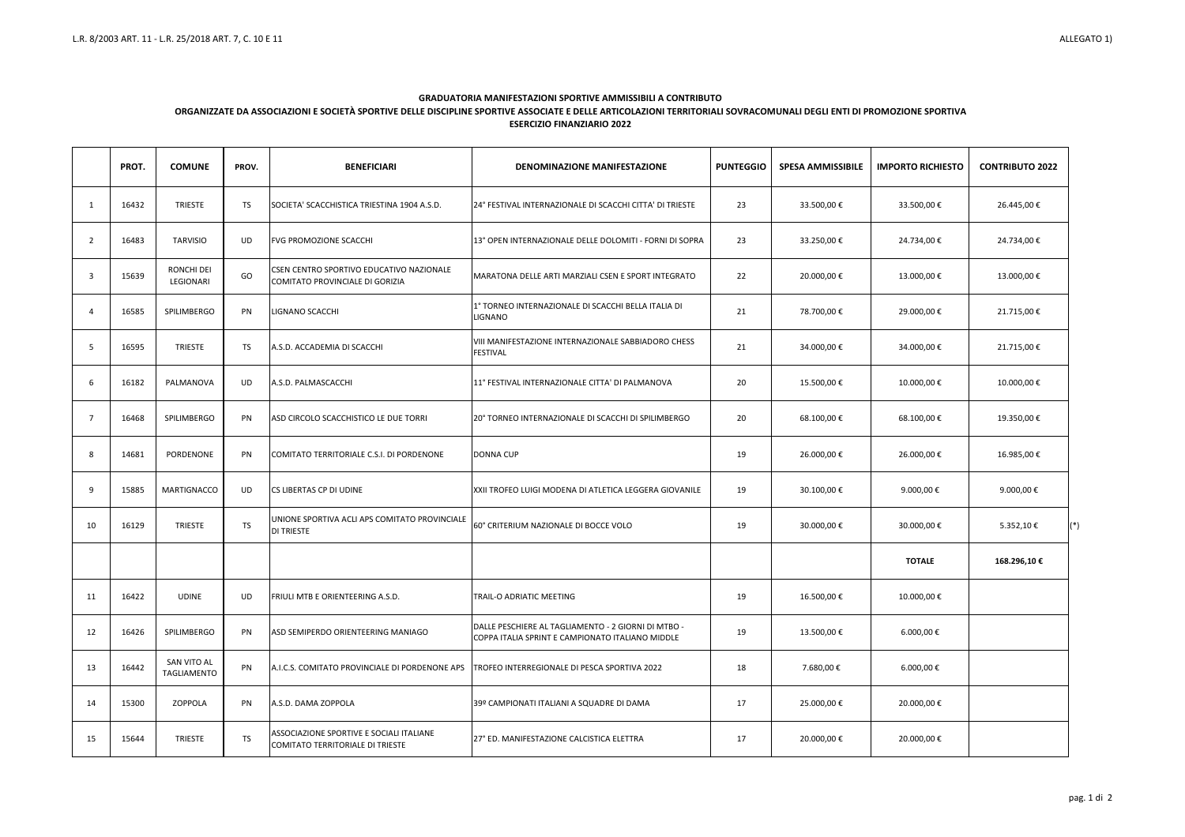L.R. 8/2003 ART. 11 - L.R. 25/2018 ART. 7, C. 10 E 11

ALLEGATO 1)

**GRADUATORIA MANIFESTAZIONI SPORTIVE AMMISSIBILI A CONTRIBUTO**

**ORGANIZZATE DA ASSOCIAZIONI E SOCIETÀ SPORTIVE DELLE DISCIPLINE SPORTIVE ASSOCIATE E DELLE ARTICOLAZIONI TERRITORIALI SOVRACOMUNALI DEGLI ENTI DI PROMOZIONE SPORTIVA**

**ESERCIZIO FINANZIARIO 2022**

| | PROT. | COMUNE | PROV. | BENEFICIARI | DENOMINAZIONE MANIFESTAZIONE | PUNTEGGIO | SPESA AMMISSIBILE | IMPORTO RICHIESTO | CONTRIBUTO 2022 | |
|---|---|---|---|---|---|---|---|---|---|---|
| 1 | 16432 | TRIESTE | TS | SOCIETA' SCACCHISTICA TRIESTINA 1904 A.S.D. | 24° FESTIVAL INTERNAZIONALE DI SCACCHI CITTA' DI TRIESTE | 23 | 33.500,00 € | 33.500,00 € | 26.445,00 € | |
| 2 | 16483 | TARVISIO | UD | FVG PROMOZIONE SCACCHI | 13° OPEN INTERNAZIONALE DELLE DOLOMITI - FORNI DI SOPRA | 23 | 33.250,00 € | 24.734,00 € | 24.734,00 € | |
| 3 | 15639 | RONCHI DEI LEGIONARI | GO | CSEN CENTRO SPORTIVO EDUCATIVO NAZIONALE COMITATO PROVINCIALE DI GORIZIA | MARATONA DELLE ARTI MARZIALI CSEN E SPORT INTEGRATO | 22 | 20.000,00 € | 13.000,00 € | 13.000,00 € | |
| 4 | 16585 | SPILIMBERGO | PN | LIGNANO SCACCHI | 1° TORNEO INTERNAZIONALE DI SCACCHI BELLA ITALIA DI LIGNANO | 21 | 78.700,00 € | 29.000,00 € | 21.715,00 € | |
| 5 | 16595 | TRIESTE | TS | A.S.D. ACCADEMIA DI SCACCHI | VIII MANIFESTAZIONE INTERNAZIONALE SABBIADORO CHESS FESTIVAL | 21 | 34.000,00 € | 34.000,00 € | 21.715,00 € | |
| 6 | 16182 | PALMANOVA | UD | A.S.D. PALMASCACCHI | 11° FESTIVAL INTERNAZIONALE CITTA' DI PALMANOVA | 20 | 15.500,00 € | 10.000,00 € | 10.000,00 € | |
| 7 | 16468 | SPILIMBERGO | PN | ASD CIRCOLO SCACCHISTICO LE DUE TORRI | 20° TORNEO INTERNAZIONALE DI SCACCHI DI SPILIMBERGO | 20 | 68.100,00 € | 68.100,00 € | 19.350,00 € | |
| 8 | 14681 | PORDENONE | PN | COMITATO TERRITORIALE C.S.I. DI PORDENONE | DONNA CUP | 19 | 26.000,00 € | 26.000,00 € | 16.985,00 € | |
| 9 | 15885 | MARTIGNACCO | UD | CS LIBERTAS CP DI UDINE | XXII TROFEO LUIGI MODENA DI ATLETICA LEGGERA GIOVANILE | 19 | 30.100,00 € | 9.000,00 € | 9.000,00 € | |
| 10 | 16129 | TRIESTE | TS | UNIONE SPORTIVA ACLI APS COMITATO PROVINCIALE DI TRIESTE | 60° CRITERIUM NAZIONALE DI BOCCE VOLO | 19 | 30.000,00 € | 30.000,00 € | 5.352,10 € | (*) |
| | | | | | | | | **TOTALE** | **168.296,10 €** | |
| 11 | 16422 | UDINE | UD | FRIULI MTB E ORIENTEERING A.S.D. | TRAIL-O ADRIATIC MEETING | 19 | 16.500,00 € | 10.000,00 € | | |
| 12 | 16426 | SPILIMBERGO | PN | ASD SEMIPERDO ORIENTEERING MANIAGO | DALLE PESCHIERE AL TAGLIAMENTO - 2 GIORNI DI MTBO - COPPA ITALIA SPRINT E CAMPIONATO ITALIANO MIDDLE | 19 | 13.500,00 € | 6.000,00 € | | |
| 13 | 16442 | SAN VITO AL TAGLIAMENTO | PN | A.I.C.S. COMITATO PROVINCIALE DI PORDENONE APS | TROFEO INTERREGIONALE DI PESCA SPORTIVA 2022 | 18 | 7.680,00 € | 6.000,00 € | | |
| 14 | 15300 | ZOPPOLA | PN | A.S.D. DAMA ZOPPOLA | 39º CAMPIONATI ITALIANI A SQUADRE DI DAMA | 17 | 25.000,00 € | 20.000,00 € | | |
| 15 | 15644 | TRIESTE | TS | ASSOCIAZIONE SPORTIVE E SOCIALI ITALIANE COMITATO TERRITORIALE DI TRIESTE | 27° ED. MANIFESTAZIONE CALCISTICA ELETTRA | 17 | 20.000,00 € | 20.000,00 € | | |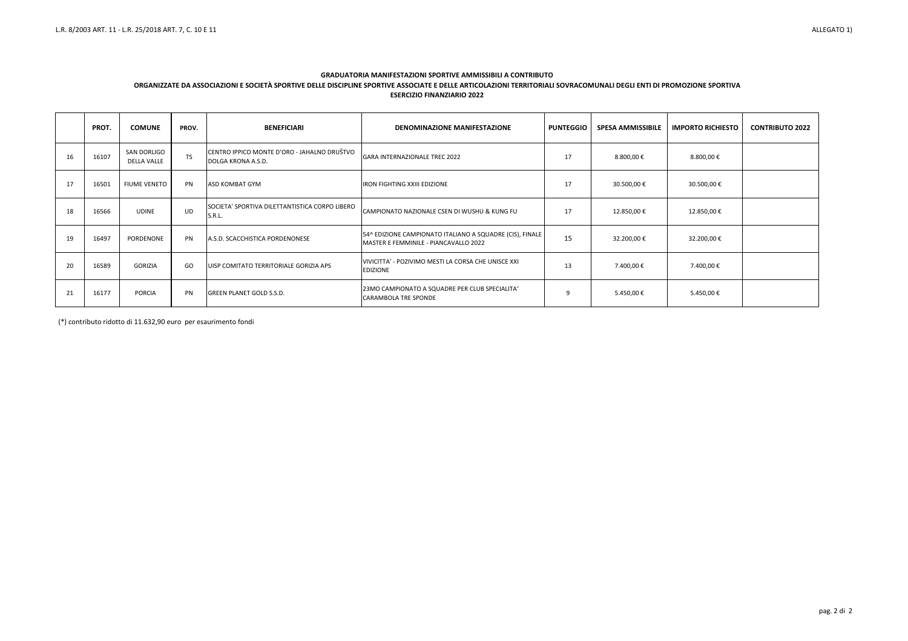L.R. 8/2003 ART. 11 - L.R. 25/2018 ART. 7, C. 10 E 11

ALLEGATO 1)

**GRADUATORIA MANIFESTAZIONI SPORTIVE AMMISSIBILI A CONTRIBUTO**

**ORGANIZZATE DA ASSOCIAZIONI E SOCIETÀ SPORTIVE DELLE DISCIPLINE SPORTIVE ASSOCIATE E DELLE ARTICOLAZIONI TERRITORIALI SOVRACOMUNALI DEGLI ENTI DI PROMOZIONE SPORTIVA**

**ESERCIZIO FINANZIARIO 2022**

| | PROT. | COMUNE | PROV. | BENEFICIARI | DENOMINAZIONE MANIFESTAZIONE | PUNTEGGIO | SPESA AMMISSIBILE | IMPORTO RICHIESTO | CONTRIBUTO 2022 |
|---|---|---|---|---|---|---|---|---|---|
| 16 | 16107 | SAN DORLIGO DELLA VALLE | TS | CENTRO IPPICO MONTE D'ORO - JAHALNO DRUŠTVO DOLGA KRONA A.S.D. | GARA INTERNAZIONALE TREC 2022 | 17 | 8.800,00 € | 8.800,00 € | |
| 17 | 16501 | FIUME VENETO | PN | ASD KOMBAT GYM | IRON FIGHTING XXIII EDIZIONE | 17 | 30.500,00 € | 30.500,00 € | |
| 18 | 16566 | UDINE | UD | SOCIETA' SPORTIVA DILETTANTISTICA CORPO LIBERO S.R.L. | CAMPIONATO NAZIONALE CSEN DI WUSHU & KUNG FU | 17 | 12.850,00 € | 12.850,00 € | |
| 19 | 16497 | PORDENONE | PN | A.S.D. SCACCHISTICA PORDENONESE | 54^ EDIZIONE CAMPIONATO ITALIANO A SQUADRE (CIS), FINALE MASTER E FEMMINILE - PIANCAVALLO 2022 | 15 | 32.200,00 € | 32.200,00 € | |
| 20 | 16589 | GORIZIA | GO | UISP COMITATO TERRITORIALE GORIZIA APS | VIVICITTA' - POZIVIMO MESTI LA CORSA CHE UNISCE XXI EDIZIONE | 13 | 7.400,00 € | 7.400,00 € | |
| 21 | 16177 | PORCIA | PN | GREEN PLANET GOLD S.S.D. | 23MO CAMPIONATO A SQUADRE PER CLUB SPECIALITA' CARAMBOLA TRE SPONDE | 9 | 5.450,00 € | 5.450,00 € | |

(*) contributo ridotto di 11.632,90 euro per esaurimento fondi